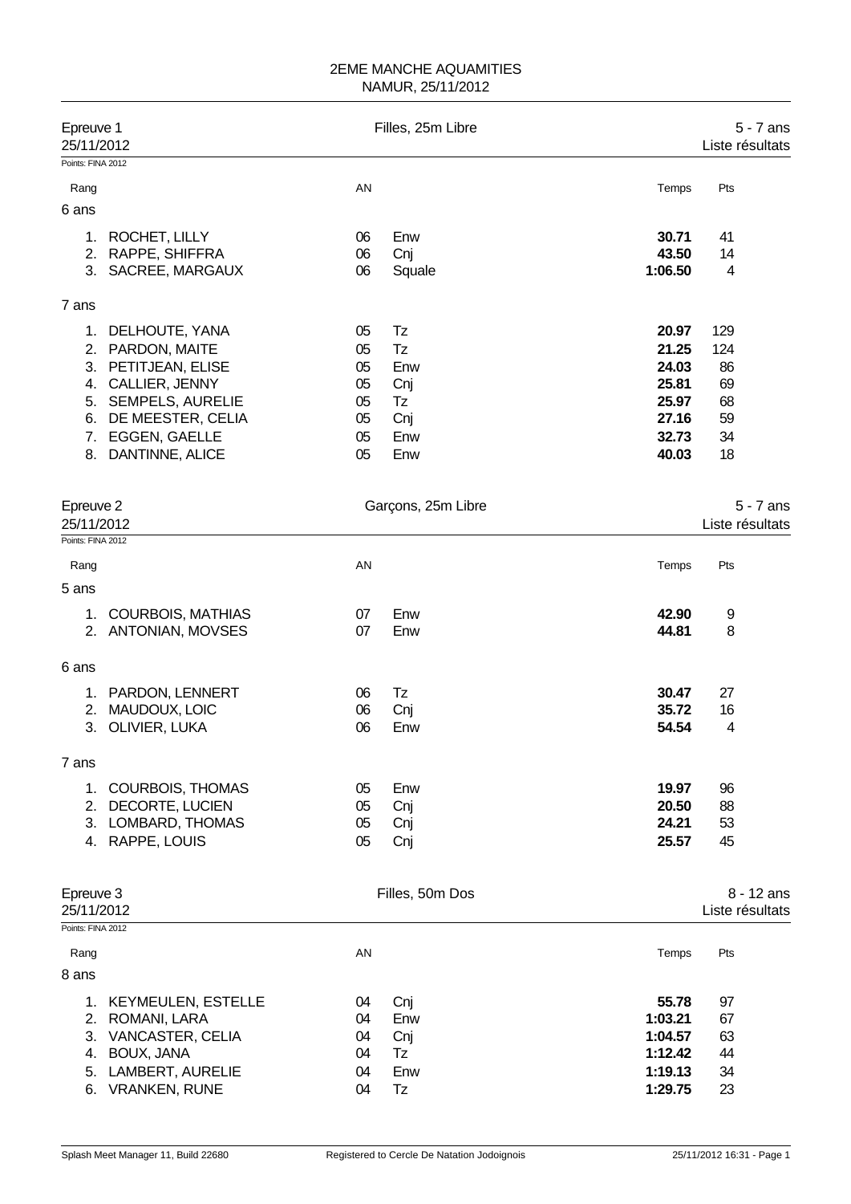# 2EME MANCHE AQUAMITIES
NAMUR, 25/11/2012

## Epreuve 1 — Filles, 25m Libre — 5 - 7 ans
25/11/2012 — Liste résultats

Points: FINA 2012

| Rang | | AN | | Temps | Pts |
|---|---|---|---|---|---|
| **6 ans** | | | | | |
| 1. | ROCHET, LILLY | 06 | Enw | **30.71** | 41 |
| 2. | RAPPE, SHIFFRA | 06 | Cnj | **43.50** | 14 |
| 3. | SACREE, MARGAUX | 06 | Squale | **1:06.50** | 4 |
| **7 ans** | | | | | |
| 1. | DELHOUTE, YANA | 05 | Tz | **20.97** | 129 |
| 2. | PARDON, MAITE | 05 | Tz | **21.25** | 124 |
| 3. | PETITJEAN, ELISE | 05 | Enw | **24.03** | 86 |
| 4. | CALLIER, JENNY | 05 | Cnj | **25.81** | 69 |
| 5. | SEMPELS, AURELIE | 05 | Tz | **25.97** | 68 |
| 6. | DE MEESTER, CELIA | 05 | Cnj | **27.16** | 59 |
| 7. | EGGEN, GAELLE | 05 | Enw | **32.73** | 34 |
| 8. | DANTINNE, ALICE | 05 | Enw | **40.03** | 18 |

## Epreuve 2 — Garçons, 25m Libre — 5 - 7 ans
25/11/2012 — Liste résultats

Points: FINA 2012

| Rang | | AN | | Temps | Pts |
|---|---|---|---|---|---|
| **5 ans** | | | | | |
| 1. | COURBOIS, MATHIAS | 07 | Enw | **42.90** | 9 |
| 2. | ANTONIAN, MOVSES | 07 | Enw | **44.81** | 8 |
| **6 ans** | | | | | |
| 1. | PARDON, LENNERT | 06 | Tz | **30.47** | 27 |
| 2. | MAUDOUX, LOIC | 06 | Cnj | **35.72** | 16 |
| 3. | OLIVIER, LUKA | 06 | Enw | **54.54** | 4 |
| **7 ans** | | | | | |
| 1. | COURBOIS, THOMAS | 05 | Enw | **19.97** | 96 |
| 2. | DECORTE, LUCIEN | 05 | Cnj | **20.50** | 88 |
| 3. | LOMBARD, THOMAS | 05 | Cnj | **24.21** | 53 |
| 4. | RAPPE, LOUIS | 05 | Cnj | **25.57** | 45 |

## Epreuve 3 — Filles, 50m Dos — 8 - 12 ans
25/11/2012 — Liste résultats

Points: FINA 2012

| Rang | | AN | | Temps | Pts |
|---|---|---|---|---|---|
| **8 ans** | | | | | |
| 1. | KEYMEULEN, ESTELLE | 04 | Cnj | **55.78** | 97 |
| 2. | ROMANI, LARA | 04 | Enw | **1:03.21** | 67 |
| 3. | VANCASTER, CELIA | 04 | Cnj | **1:04.57** | 63 |
| 4. | BOUX, JANA | 04 | Tz | **1:12.42** | 44 |
| 5. | LAMBERT, AURELIE | 04 | Enw | **1:19.13** | 34 |
| 6. | VRANKEN, RUNE | 04 | Tz | **1:29.75** | 23 |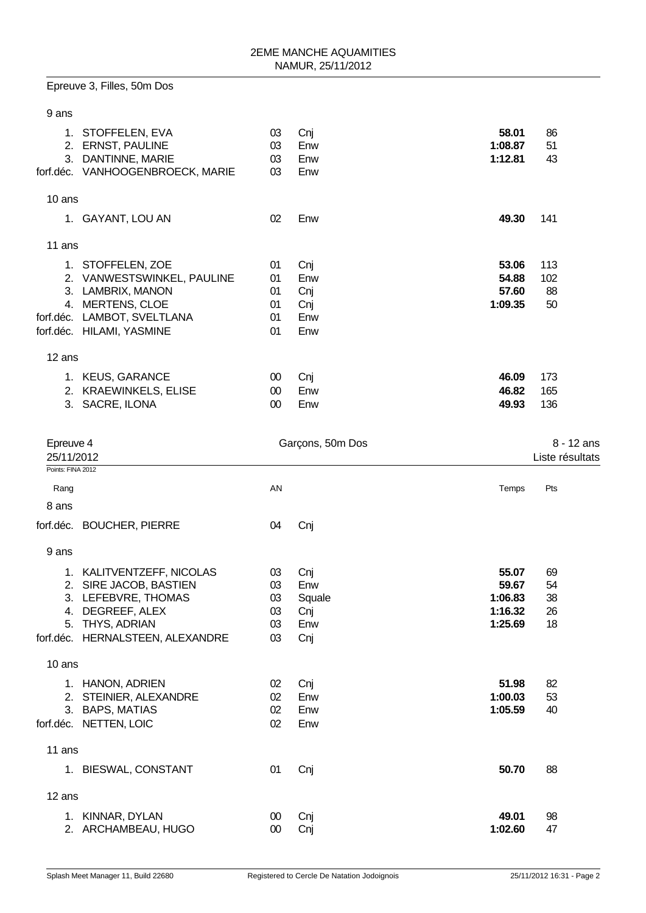## Epreuve 3, Filles, 50m Dos

| Rang | Nom | AN | Club | Temps | Pts |
|---|---|---|---|---|---|
| **9 ans** | | | | | |
| 1. | STOFFELEN, EVA | 03 | Cnj | **58.01** | 86 |
| 2. | ERNST, PAULINE | 03 | Enw | **1:08.87** | 51 |
| 3. | DANTINNE, MARIE | 03 | Enw | **1:12.81** | 43 |
| forf.déc. | VANHOOGENBROECK, MARIE | 03 | Enw | | |
| **10 ans** | | | | | |
| 1. | GAYANT, LOU AN | 02 | Enw | **49.30** | 141 |
| **11 ans** | | | | | |
| 1. | STOFFELEN, ZOE | 01 | Cnj | **53.06** | 113 |
| 2. | VANWESTSWINKEL, PAULINE | 01 | Enw | **54.88** | 102 |
| 3. | LAMBRIX, MANON | 01 | Cnj | **57.60** | 88 |
| 4. | MERTENS, CLOE | 01 | Cnj | **1:09.35** | 50 |
| forf.déc. | LAMBOT, SVELTLANA | 01 | Enw | | |
| forf.déc. | HILAMI, YASMINE | 01 | Enw | | |
| **12 ans** | | | | | |
| 1. | KEUS, GARANCE | 00 | Cnj | **46.09** | 173 |
| 2. | KRAEWINKELS, ELISE | 00 | Enw | **46.82** | 165 |
| 3. | SACRE, ILONA | 00 | Enw | **49.93** | 136 |

## Epreuve 4 — Garçons, 50m Dos — 8 - 12 ans

25/11/2012 — Liste résultats

Points: FINA 2012

| Rang | Nom | AN | Club | Temps | Pts |
|---|---|---|---|---|---|
| **8 ans** | | | | | |
| forf.déc. | BOUCHER, PIERRE | 04 | Cnj | | |
| **9 ans** | | | | | |
| 1. | KALITVENTZEFF, NICOLAS | 03 | Cnj | **55.07** | 69 |
| 2. | SIRE JACOB, BASTIEN | 03 | Enw | **59.67** | 54 |
| 3. | LEFEBVRE, THOMAS | 03 | Squale | **1:06.83** | 38 |
| 4. | DEGREEF, ALEX | 03 | Cnj | **1:16.32** | 26 |
| 5. | THYS, ADRIAN | 03 | Enw | **1:25.69** | 18 |
| forf.déc. | HERNALSTEEN, ALEXANDRE | 03 | Cnj | | |
| **10 ans** | | | | | |
| 1. | HANON, ADRIEN | 02 | Cnj | **51.98** | 82 |
| 2. | STEINIER, ALEXANDRE | 02 | Enw | **1:00.03** | 53 |
| 3. | BAPS, MATIAS | 02 | Enw | **1:05.59** | 40 |
| forf.déc. | NETTEN, LOIC | 02 | Enw | | |
| **11 ans** | | | | | |
| 1. | BIESWAL, CONSTANT | 01 | Cnj | **50.70** | 88 |
| **12 ans** | | | | | |
| 1. | KINNAR, DYLAN | 00 | Cnj | **49.01** | 98 |
| 2. | ARCHAMBEAU, HUGO | 00 | Cnj | **1:02.60** | 47 |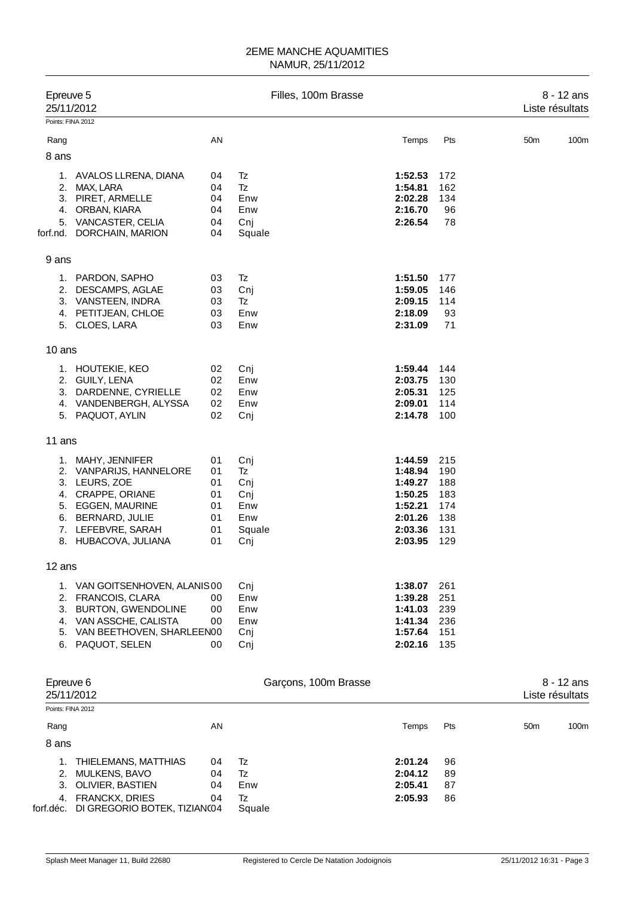# 2EME MANCHE AQUAMITIES
NAMUR, 25/11/2012

## Epreuve 5 — Filles, 100m Brasse — 8 - 12 ans
25/11/2012 — Liste résultats

Points: FINA 2012

| Rang | | AN | | Temps | Pts | 50m | 100m |
|---|---|---|---|---|---|---|---|
| **8 ans** | | | | | | | |
| 1. | AVALOS LLRENA, DIANA | 04 | Tz | **1:52.53** | 172 | | |
| 2. | MAX, LARA | 04 | Tz | **1:54.81** | 162 | | |
| 3. | PIRET, ARMELLE | 04 | Enw | **2:02.28** | 134 | | |
| 4. | ORBAN, KIARA | 04 | Enw | **2:16.70** | 96 | | |
| 5. | VANCASTER, CELIA | 04 | Cnj | **2:26.54** | 78 | | |
| forf.nd. | DORCHAIN, MARION | 04 | Squale | | | | |
| **9 ans** | | | | | | | |
| 1. | PARDON, SAPHO | 03 | Tz | **1:51.50** | 177 | | |
| 2. | DESCAMPS, AGLAE | 03 | Cnj | **1:59.05** | 146 | | |
| 3. | VANSTEEN, INDRA | 03 | Tz | **2:09.15** | 114 | | |
| 4. | PETITJEAN, CHLOE | 03 | Enw | **2:18.09** | 93 | | |
| 5. | CLOES, LARA | 03 | Enw | **2:31.09** | 71 | | |
| **10 ans** | | | | | | | |
| 1. | HOUTEKIE, KEO | 02 | Cnj | **1:59.44** | 144 | | |
| 2. | GUILY, LENA | 02 | Enw | **2:03.75** | 130 | | |
| 3. | DARDENNE, CYRIELLE | 02 | Enw | **2:05.31** | 125 | | |
| 4. | VANDENBERGH, ALYSSA | 02 | Enw | **2:09.01** | 114 | | |
| 5. | PAQUOT, AYLIN | 02 | Cnj | **2:14.78** | 100 | | |
| **11 ans** | | | | | | | |
| 1. | MAHY, JENNIFER | 01 | Cnj | **1:44.59** | 215 | | |
| 2. | VANPARIJS, HANNELORE | 01 | Tz | **1:48.94** | 190 | | |
| 3. | LEURS, ZOE | 01 | Cnj | **1:49.27** | 188 | | |
| 4. | CRAPPE, ORIANE | 01 | Cnj | **1:50.25** | 183 | | |
| 5. | EGGEN, MAURINE | 01 | Enw | **1:52.21** | 174 | | |
| 6. | BERNARD, JULIE | 01 | Enw | **2:01.26** | 138 | | |
| 7. | LEFEBVRE, SARAH | 01 | Squale | **2:03.36** | 131 | | |
| 8. | HUBACOVA, JULIANA | 01 | Cnj | **2:03.95** | 129 | | |
| **12 ans** | | | | | | | |
| 1. | VAN GOITSENHOVEN, ALANIS | 00 | Cnj | **1:38.07** | 261 | | |
| 2. | FRANCOIS, CLARA | 00 | Enw | **1:39.28** | 251 | | |
| 3. | BURTON, GWENDOLINE | 00 | Enw | **1:41.03** | 239 | | |
| 4. | VAN ASSCHE, CALISTA | 00 | Enw | **1:41.34** | 236 | | |
| 5. | VAN BEETHOVEN, SHARLEEN | 00 | Cnj | **1:57.64** | 151 | | |
| 6. | PAQUOT, SELEN | 00 | Cnj | **2:02.16** | 135 | | |

## Epreuve 6 — Garçons, 100m Brasse — 8 - 12 ans
25/11/2012 — Liste résultats

Points: FINA 2012

| Rang | | AN | | Temps | Pts | 50m | 100m |
|---|---|---|---|---|---|---|---|
| **8 ans** | | | | | | | |
| 1. | THIELEMANS, MATTHIAS | 04 | Tz | **2:01.24** | 96 | | |
| 2. | MULKENS, BAVO | 04 | Tz | **2:04.12** | 89 | | |
| 3. | OLIVIER, BASTIEN | 04 | Enw | **2:05.41** | 87 | | |
| 4. | FRANCKX, DRIES | 04 | Tz | **2:05.93** | 86 | | |
| forf.déc. | DI GREGORIO BOTEK, TIZIANO | 04 | Squale | | | | |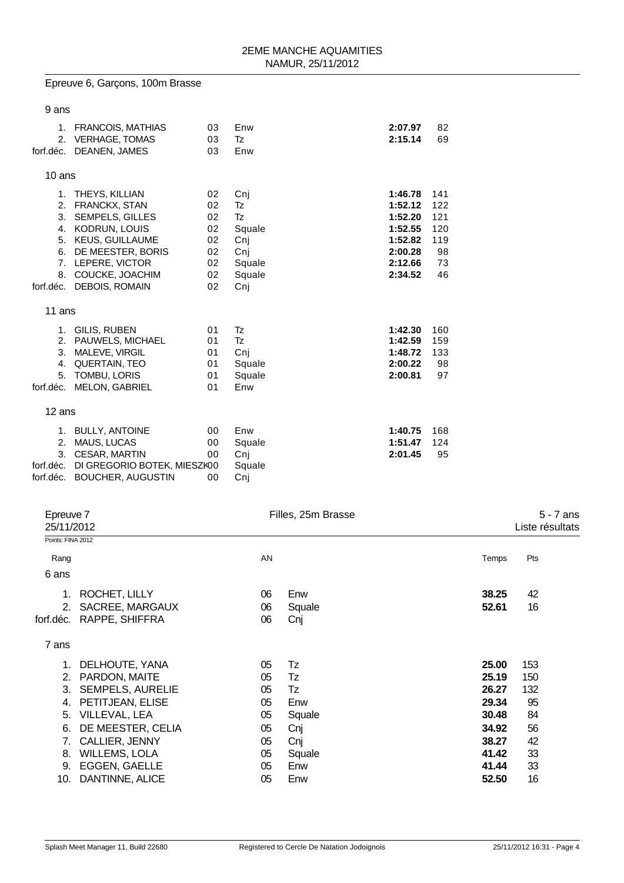## Epreuve 6, Garçons, 100m Brasse

### 9 ans

| Rang | Nom | AN | Club | Temps | Pts |
|---|---|---|---|---|---|
| 1. | FRANCOIS, MATHIAS | 03 | Enw | **2:07.97** | 82 |
| 2. | VERHAGE, TOMAS | 03 | Tz | **2:15.14** | 69 |
| forf.déc. | DEANEN, JAMES | 03 | Enw | | |

### 10 ans

| Rang | Nom | AN | Club | Temps | Pts |
|---|---|---|---|---|---|
| 1. | THEYS, KILLIAN | 02 | Cnj | **1:46.78** | 141 |
| 2. | FRANCKX, STAN | 02 | Tz | **1:52.12** | 122 |
| 3. | SEMPELS, GILLES | 02 | Tz | **1:52.20** | 121 |
| 4. | KODRUN, LOUIS | 02 | Squale | **1:52.55** | 120 |
| 5. | KEUS, GUILLAUME | 02 | Cnj | **1:52.82** | 119 |
| 6. | DE MEESTER, BORIS | 02 | Cnj | **2:00.28** | 98 |
| 7. | LEPERE, VICTOR | 02 | Squale | **2:12.66** | 73 |
| 8. | COUCKE, JOACHIM | 02 | Squale | **2:34.52** | 46 |
| forf.déc. | DEBOIS, ROMAIN | 02 | Cnj | | |

### 11 ans

| Rang | Nom | AN | Club | Temps | Pts |
|---|---|---|---|---|---|
| 1. | GILIS, RUBEN | 01 | Tz | **1:42.30** | 160 |
| 2. | PAUWELS, MICHAEL | 01 | Tz | **1:42.59** | 159 |
| 3. | MALEVE, VIRGIL | 01 | Cnj | **1:48.72** | 133 |
| 4. | QUERTAIN, TEO | 01 | Squale | **2:00.22** | 98 |
| 5. | TOMBU, LORIS | 01 | Squale | **2:00.81** | 97 |
| forf.déc. | MELON, GABRIEL | 01 | Enw | | |

### 12 ans

| Rang | Nom | AN | Club | Temps | Pts |
|---|---|---|---|---|---|
| 1. | BULLY, ANTOINE | 00 | Enw | **1:40.75** | 168 |
| 2. | MAUS, LUCAS | 00 | Squale | **1:51.47** | 124 |
| 3. | CESAR, MARTIN | 00 | Cnj | **2:01.45** | 95 |
| forf.déc. | DI GREGORIO BOTEK, MIESZKO | 00 | Squale | | |
| forf.déc. | BOUCHER, AUGUSTIN | 00 | Cnj | | |

## Epreuve 7 — Filles, 25m Brasse — 5 - 7 ans

25/11/2012 — Liste résultats

Points: FINA 2012

### 6 ans

| Rang | Nom | AN | Club | Temps | Pts |
|---|---|---|---|---|---|
| 1. | ROCHET, LILLY | 06 | Enw | **38.25** | 42 |
| 2. | SACREE, MARGAUX | 06 | Squale | **52.61** | 16 |
| forf.déc. | RAPPE, SHIFFRA | 06 | Cnj | | |

### 7 ans

| Rang | Nom | AN | Club | Temps | Pts |
|---|---|---|---|---|---|
| 1. | DELHOUTE, YANA | 05 | Tz | **25.00** | 153 |
| 2. | PARDON, MAITE | 05 | Tz | **25.19** | 150 |
| 3. | SEMPELS, AURELIE | 05 | Tz | **26.27** | 132 |
| 4. | PETITJEAN, ELISE | 05 | Enw | **29.34** | 95 |
| 5. | VILLEVAL, LEA | 05 | Squale | **30.48** | 84 |
| 6. | DE MEESTER, CELIA | 05 | Cnj | **34.92** | 56 |
| 7. | CALLIER, JENNY | 05 | Cnj | **38.27** | 42 |
| 8. | WILLEMS, LOLA | 05 | Squale | **41.42** | 33 |
| 9. | EGGEN, GAELLE | 05 | Enw | **41.44** | 33 |
| 10. | DANTINNE, ALICE | 05 | Enw | **52.50** | 16 |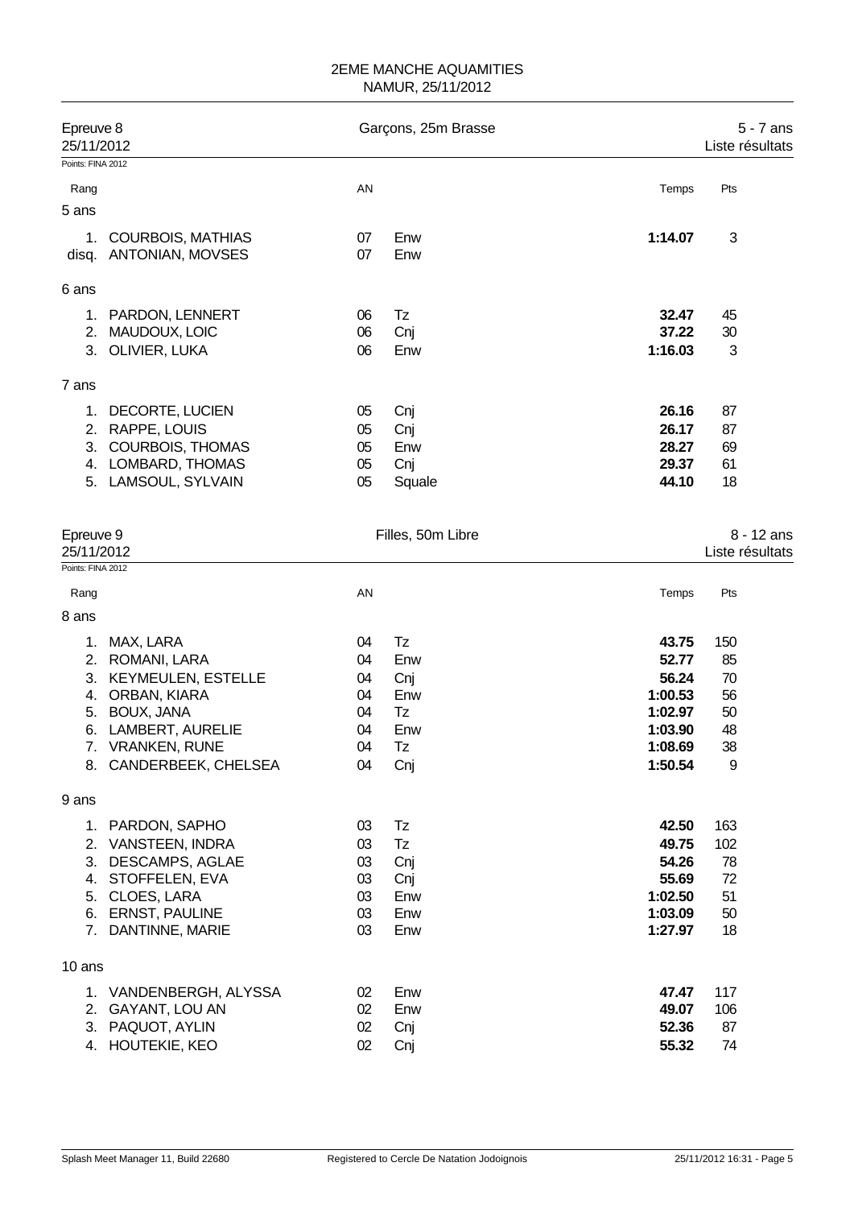2EME MANCHE AQUAMITIES
NAMUR, 25/11/2012

## Epreuve 8 — Garçons, 25m Brasse — 5 - 7 ans

25/11/2012 — Liste résultats

Points: FINA 2012

| Rang | | AN | | Temps | Pts |
|---|---|---|---|---|---|
| **5 ans** | | | | | |
| 1. | COURBOIS, MATHIAS | 07 | Enw | **1:14.07** | 3 |
| disq. | ANTONIAN, MOVSES | 07 | Enw | | |
| **6 ans** | | | | | |
| 1. | PARDON, LENNERT | 06 | Tz | **32.47** | 45 |
| 2. | MAUDOUX, LOIC | 06 | Cnj | **37.22** | 30 |
| 3. | OLIVIER, LUKA | 06 | Enw | **1:16.03** | 3 |
| **7 ans** | | | | | |
| 1. | DECORTE, LUCIEN | 05 | Cnj | **26.16** | 87 |
| 2. | RAPPE, LOUIS | 05 | Cnj | **26.17** | 87 |
| 3. | COURBOIS, THOMAS | 05 | Enw | **28.27** | 69 |
| 4. | LOMBARD, THOMAS | 05 | Cnj | **29.37** | 61 |
| 5. | LAMSOUL, SYLVAIN | 05 | Squale | **44.10** | 18 |

## Epreuve 9 — Filles, 50m Libre — 8 - 12 ans

25/11/2012 — Liste résultats

Points: FINA 2012

| Rang | | AN | | Temps | Pts |
|---|---|---|---|---|---|
| **8 ans** | | | | | |
| 1. | MAX, LARA | 04 | Tz | **43.75** | 150 |
| 2. | ROMANI, LARA | 04 | Enw | **52.77** | 85 |
| 3. | KEYMEULEN, ESTELLE | 04 | Cnj | **56.24** | 70 |
| 4. | ORBAN, KIARA | 04 | Enw | **1:00.53** | 56 |
| 5. | BOUX, JANA | 04 | Tz | **1:02.97** | 50 |
| 6. | LAMBERT, AURELIE | 04 | Enw | **1:03.90** | 48 |
| 7. | VRANKEN, RUNE | 04 | Tz | **1:08.69** | 38 |
| 8. | CANDERBEEK, CHELSEA | 04 | Cnj | **1:50.54** | 9 |
| **9 ans** | | | | | |
| 1. | PARDON, SAPHO | 03 | Tz | **42.50** | 163 |
| 2. | VANSTEEN, INDRA | 03 | Tz | **49.75** | 102 |
| 3. | DESCAMPS, AGLAE | 03 | Cnj | **54.26** | 78 |
| 4. | STOFFELEN, EVA | 03 | Cnj | **55.69** | 72 |
| 5. | CLOES, LARA | 03 | Enw | **1:02.50** | 51 |
| 6. | ERNST, PAULINE | 03 | Enw | **1:03.09** | 50 |
| 7. | DANTINNE, MARIE | 03 | Enw | **1:27.97** | 18 |
| **10 ans** | | | | | |
| 1. | VANDENBERGH, ALYSSA | 02 | Enw | **47.47** | 117 |
| 2. | GAYANT, LOU AN | 02 | Enw | **49.07** | 106 |
| 3. | PAQUOT, AYLIN | 02 | Cnj | **52.36** | 87 |
| 4. | HOUTEKIE, KEO | 02 | Cnj | **55.32** | 74 |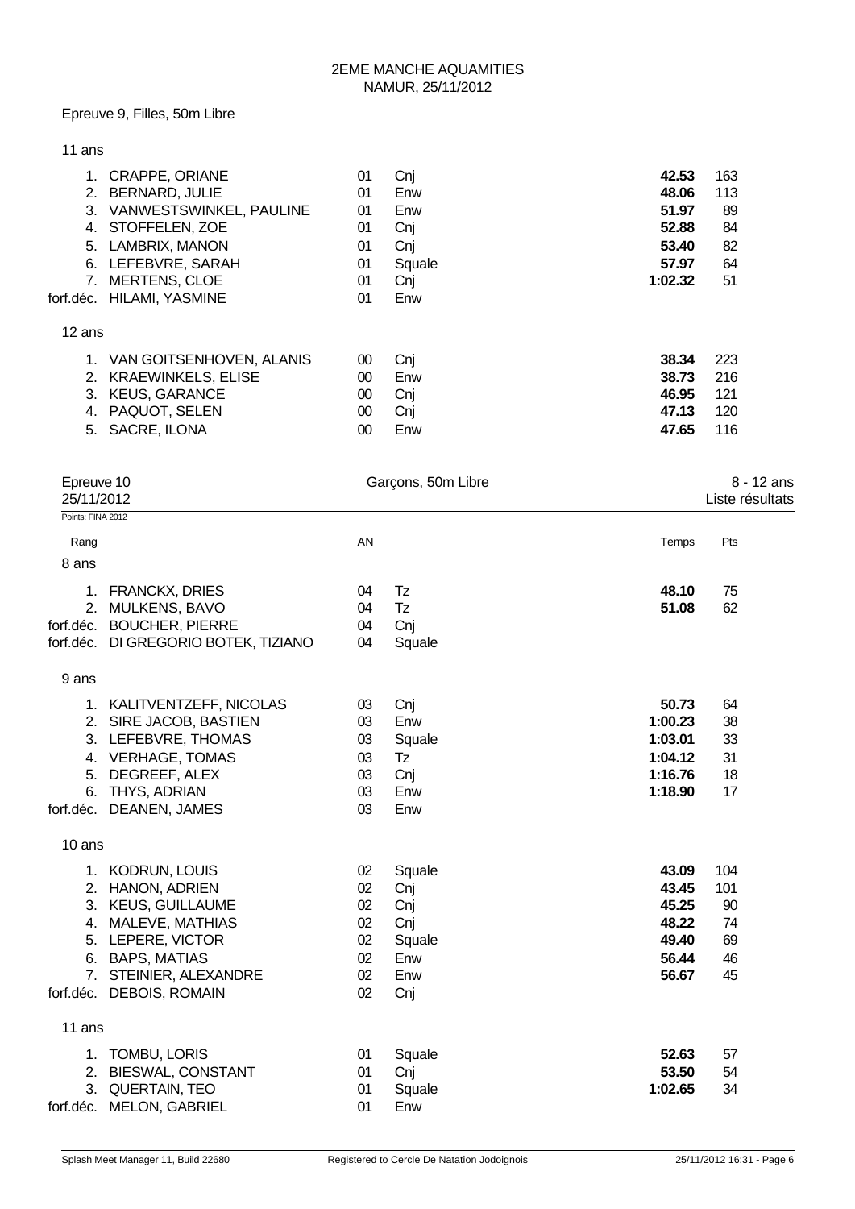Epreuve 9, Filles, 50m Libre

11 ans

| Rang | Nom | AN | Club | Temps | Pts |
|---|---|---|---|---|---|
| 1. | CRAPPE, ORIANE | 01 | Cnj | **42.53** | 163 |
| 2. | BERNARD, JULIE | 01 | Enw | **48.06** | 113 |
| 3. | VANWESTSWINKEL, PAULINE | 01 | Enw | **51.97** | 89 |
| 4. | STOFFELEN, ZOE | 01 | Cnj | **52.88** | 84 |
| 5. | LAMBRIX, MANON | 01 | Cnj | **53.40** | 82 |
| 6. | LEFEBVRE, SARAH | 01 | Squale | **57.97** | 64 |
| 7. | MERTENS, CLOE | 01 | Cnj | **1:02.32** | 51 |
| forf.déc. | HILAMI, YASMINE | 01 | Enw | | |

12 ans

| Rang | Nom | AN | Club | Temps | Pts |
|---|---|---|---|---|---|
| 1. | VAN GOITSENHOVEN, ALANIS | 00 | Cnj | **38.34** | 223 |
| 2. | KRAEWINKELS, ELISE | 00 | Enw | **38.73** | 216 |
| 3. | KEUS, GARANCE | 00 | Cnj | **46.95** | 121 |
| 4. | PAQUOT, SELEN | 00 | Cnj | **47.13** | 120 |
| 5. | SACRE, ILONA | 00 | Enw | **47.65** | 116 |

Epreuve 10 — Garçons, 50m Libre — 8 - 12 ans

25/11/2012 — Liste résultats

Points: FINA 2012

8 ans

| Rang | Nom | AN | Club | Temps | Pts |
|---|---|---|---|---|---|
| 1. | FRANCKX, DRIES | 04 | Tz | **48.10** | 75 |
| 2. | MULKENS, BAVO | 04 | Tz | **51.08** | 62 |
| forf.déc. | BOUCHER, PIERRE | 04 | Cnj | | |
| forf.déc. | DI GREGORIO BOTEK, TIZIANO | 04 | Squale | | |

9 ans

| Rang | Nom | AN | Club | Temps | Pts |
|---|---|---|---|---|---|
| 1. | KALITVENTZEFF, NICOLAS | 03 | Cnj | **50.73** | 64 |
| 2. | SIRE JACOB, BASTIEN | 03 | Enw | **1:00.23** | 38 |
| 3. | LEFEBVRE, THOMAS | 03 | Squale | **1:03.01** | 33 |
| 4. | VERHAGE, TOMAS | 03 | Tz | **1:04.12** | 31 |
| 5. | DEGREEF, ALEX | 03 | Cnj | **1:16.76** | 18 |
| 6. | THYS, ADRIAN | 03 | Enw | **1:18.90** | 17 |
| forf.déc. | DEANEN, JAMES | 03 | Enw | | |

10 ans

| Rang | Nom | AN | Club | Temps | Pts |
|---|---|---|---|---|---|
| 1. | KODRUN, LOUIS | 02 | Squale | **43.09** | 104 |
| 2. | HANON, ADRIEN | 02 | Cnj | **43.45** | 101 |
| 3. | KEUS, GUILLAUME | 02 | Cnj | **45.25** | 90 |
| 4. | MALEVE, MATHIAS | 02 | Cnj | **48.22** | 74 |
| 5. | LEPERE, VICTOR | 02 | Squale | **49.40** | 69 |
| 6. | BAPS, MATIAS | 02 | Enw | **56.44** | 46 |
| 7. | STEINIER, ALEXANDRE | 02 | Enw | **56.67** | 45 |
| forf.déc. | DEBOIS, ROMAIN | 02 | Cnj | | |

11 ans

| Rang | Nom | AN | Club | Temps | Pts |
|---|---|---|---|---|---|
| 1. | TOMBU, LORIS | 01 | Squale | **52.63** | 57 |
| 2. | BIESWAL, CONSTANT | 01 | Cnj | **53.50** | 54 |
| 3. | QUERTAIN, TEO | 01 | Squale | **1:02.65** | 34 |
| forf.déc. | MELON, GABRIEL | 01 | Enw | | |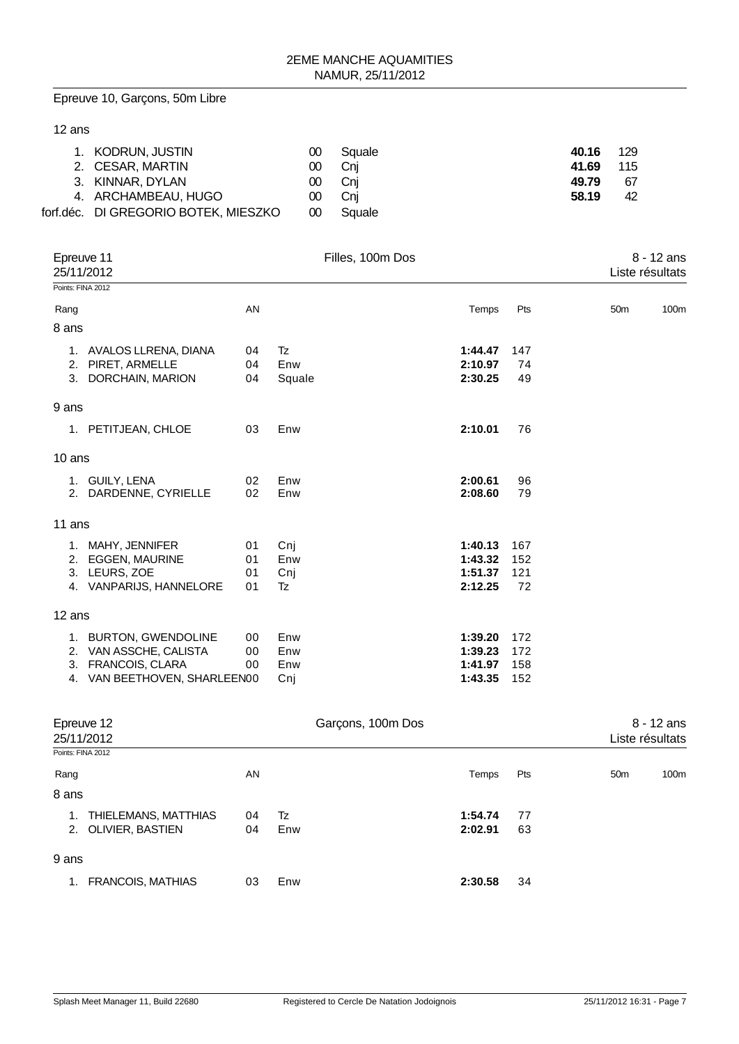Epreuve 10, Garçons, 50m Libre

12 ans

| Rang | Nom | AN | Club | Temps | Pts |
|---|---|---|---|---|---|
| 1. | KODRUN, JUSTIN | 00 | Squale | **40.16** | 129 |
| 2. | CESAR, MARTIN | 00 | Cnj | **41.69** | 115 |
| 3. | KINNAR, DYLAN | 00 | Cnj | **49.79** | 67 |
| 4. | ARCHAMBEAU, HUGO | 00 | Cnj | **58.19** | 42 |
| forf.déc. | DI GREGORIO BOTEK, MIESZKO | 00 | Squale | | |

## Epreuve 11 — Filles, 100m Dos — 8 - 12 ans

25/11/2012 — Liste résultats

Points: FINA 2012

| Rang | Nom | AN | Club | Temps | Pts | 50m | 100m |
|---|---|---|---|---|---|---|---|
| **8 ans** | | | | | | | |
| 1. | AVALOS LLRENA, DIANA | 04 | Tz | **1:44.47** | 147 | | |
| 2. | PIRET, ARMELLE | 04 | Enw | **2:10.97** | 74 | | |
| 3. | DORCHAIN, MARION | 04 | Squale | **2:30.25** | 49 | | |
| **9 ans** | | | | | | | |
| 1. | PETITJEAN, CHLOE | 03 | Enw | **2:10.01** | 76 | | |
| **10 ans** | | | | | | | |
| 1. | GUILY, LENA | 02 | Enw | **2:00.61** | 96 | | |
| 2. | DARDENNE, CYRIELLE | 02 | Enw | **2:08.60** | 79 | | |
| **11 ans** | | | | | | | |
| 1. | MAHY, JENNIFER | 01 | Cnj | **1:40.13** | 167 | | |
| 2. | EGGEN, MAURINE | 01 | Enw | **1:43.32** | 152 | | |
| 3. | LEURS, ZOE | 01 | Cnj | **1:51.37** | 121 | | |
| 4. | VANPARIJS, HANNELORE | 01 | Tz | **2:12.25** | 72 | | |
| **12 ans** | | | | | | | |
| 1. | BURTON, GWENDOLINE | 00 | Enw | **1:39.20** | 172 | | |
| 2. | VAN ASSCHE, CALISTA | 00 | Enw | **1:39.23** | 172 | | |
| 3. | FRANCOIS, CLARA | 00 | Enw | **1:41.97** | 158 | | |
| 4. | VAN BEETHOVEN, SHARLEEN | 00 | Cnj | **1:43.35** | 152 | | |

## Epreuve 12 — Garçons, 100m Dos — 8 - 12 ans

25/11/2012 — Liste résultats

Points: FINA 2012

| Rang | Nom | AN | Club | Temps | Pts | 50m | 100m |
|---|---|---|---|---|---|---|---|
| **8 ans** | | | | | | | |
| 1. | THIELEMANS, MATTHIAS | 04 | Tz | **1:54.74** | 77 | | |
| 2. | OLIVIER, BASTIEN | 04 | Enw | **2:02.91** | 63 | | |
| **9 ans** | | | | | | | |
| 1. | FRANCOIS, MATHIAS | 03 | Enw | **2:30.58** | 34 | | |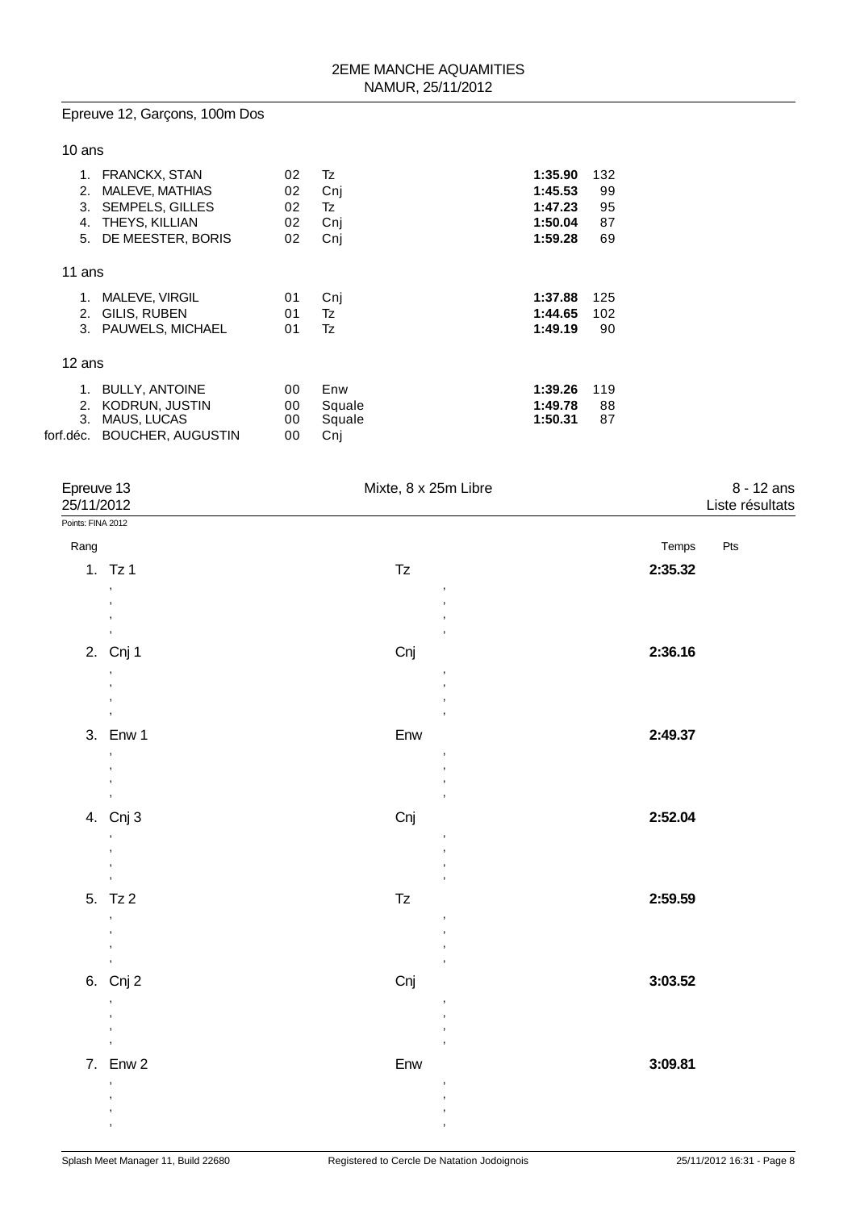2EME MANCHE AQUAMITIES
NAMUR, 25/11/2012

## Epreuve 12, Garçons, 100m Dos

### 10 ans

| Rang | Nom | Année | Club | Temps | Pts |
|---|---|---|---|---|---|
| 1. | FRANCKX, STAN | 02 | Tz | **1:35.90** | 132 |
| 2. | MALEVE, MATHIAS | 02 | Cnj | **1:45.53** | 99 |
| 3. | SEMPELS, GILLES | 02 | Tz | **1:47.23** | 95 |
| 4. | THEYS, KILLIAN | 02 | Cnj | **1:50.04** | 87 |
| 5. | DE MEESTER, BORIS | 02 | Cnj | **1:59.28** | 69 |

### 11 ans

| Rang | Nom | Année | Club | Temps | Pts |
|---|---|---|---|---|---|
| 1. | MALEVE, VIRGIL | 01 | Cnj | **1:37.88** | 125 |
| 2. | GILIS, RUBEN | 01 | Tz | **1:44.65** | 102 |
| 3. | PAUWELS, MICHAEL | 01 | Tz | **1:49.19** | 90 |

### 12 ans

| Rang | Nom | Année | Club | Temps | Pts |
|---|---|---|---|---|---|
| 1. | BULLY, ANTOINE | 00 | Enw | **1:39.26** | 119 |
| 2. | KODRUN, JUSTIN | 00 | Squale | **1:49.78** | 88 |
| 3. | MAUS, LUCAS | 00 | Squale | **1:50.31** | 87 |
| forf.déc. | BOUCHER, AUGUSTIN | 00 | Cnj | | |

## Epreuve 13 — Mixte, 8 x 25m Libre — 8 - 12 ans

25/11/2012 — Liste résultats

Points: FINA 2012

| Rang | Équipe | Club | Temps | Pts |
|---|---|---|---|---|
| 1. | Tz 1 | Tz | **2:35.32** | |
| 2. | Cnj 1 | Cnj | **2:36.16** | |
| 3. | Enw 1 | Enw | **2:49.37** | |
| 4. | Cnj 3 | Cnj | **2:52.04** | |
| 5. | Tz 2 | Tz | **2:59.59** | |
| 6. | Cnj 2 | Cnj | **3:03.52** | |
| 7. | Enw 2 | Enw | **3:09.81** | |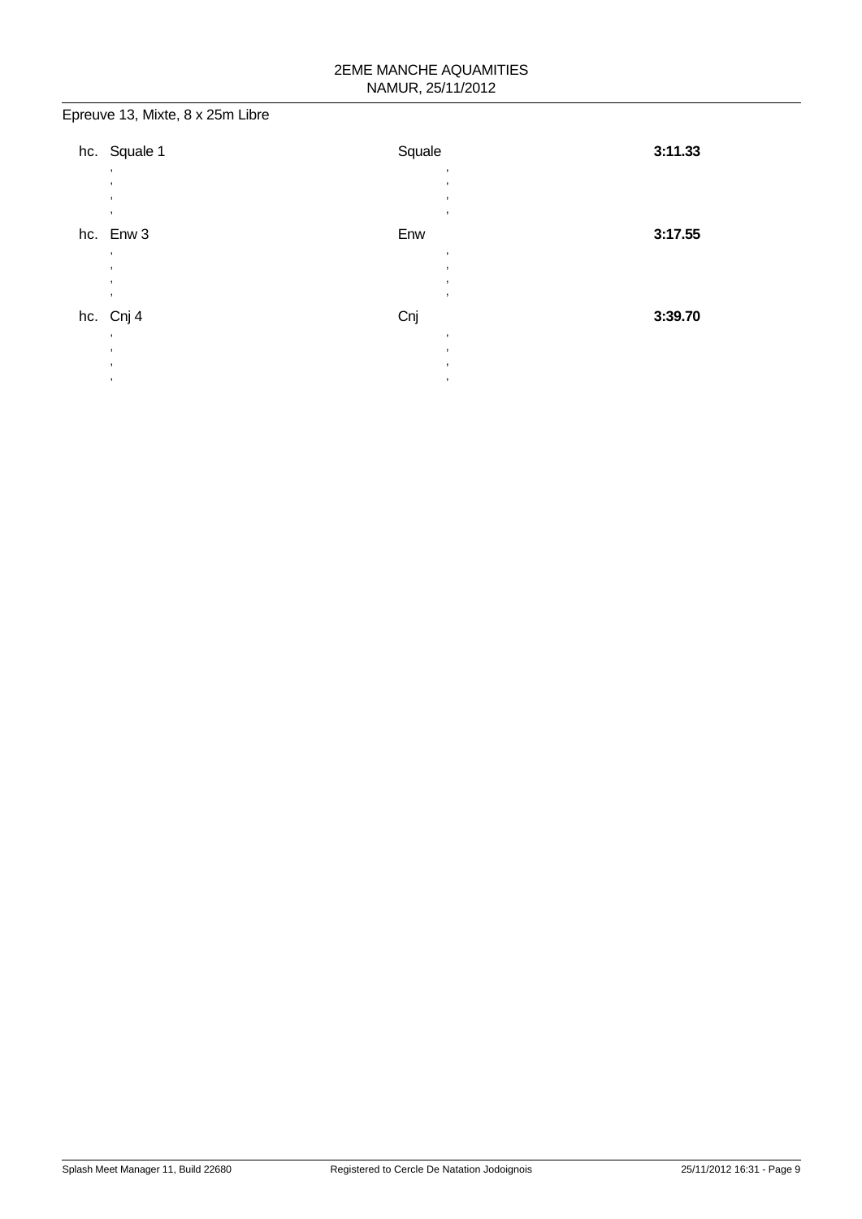2EME MANCHE AQUAMITIES
NAMUR, 25/11/2012

## Epreuve 13, Mixte, 8 x 25m Libre

| | | | |
|---|---|---|---|
| hc. | Squale 1 | Squale | **3:11.33** |
| | , | , | |
| | , | , | |
| | , | , | |
| | , | , | |
| hc. | Enw 3 | Enw | **3:17.55** |
| | , | , | |
| | , | , | |
| | , | , | |
| | , | , | |
| hc. | Cnj 4 | Cnj | **3:39.70** |
| | , | , | |
| | , | , | |
| | , | , | |
| | , | , | |